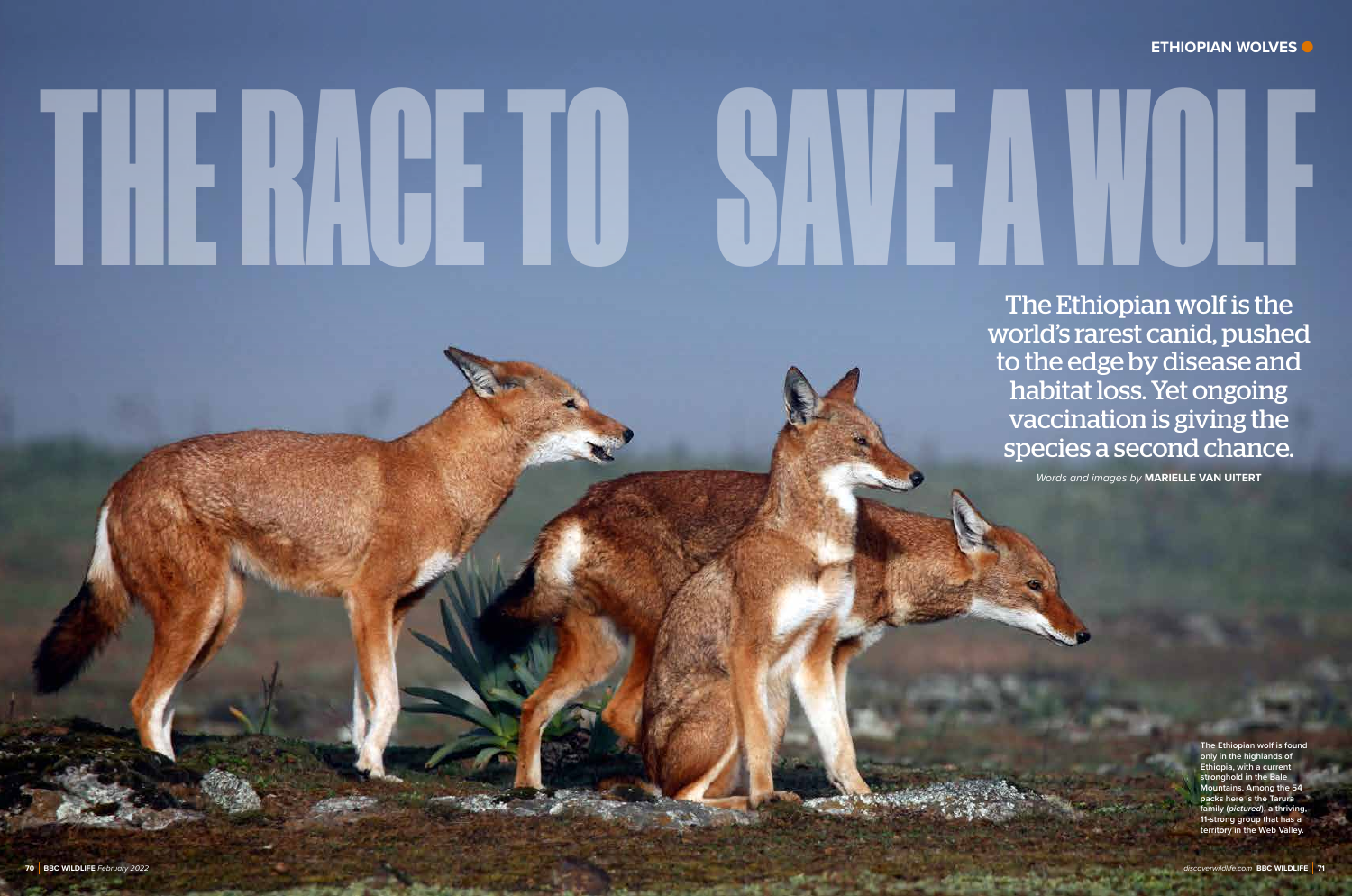# THE RACE TO SAVE A WOLF

The Ethiopian wolf is the world's rarest canid, pushed to the edge by disease and habitat loss. Yet ongoing vaccination is giving the species a second chance.

*Words and images by* **MARIELLE VAN UITERT**

The Ethiopian wolf is found only in the highlands of Ethiopia, with a current stronghold in the Bale Mountains. Among the 54 packs here is the Tarura family (*pictured*), a thriving, 11-strong group that has a territory in the Web Valley.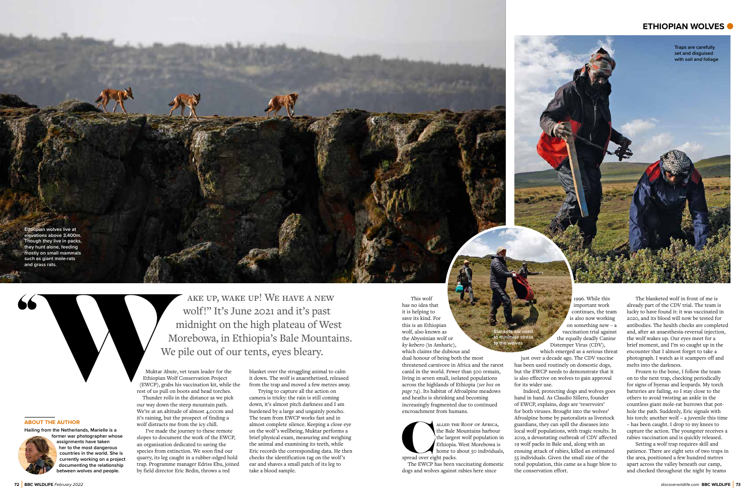Ethiopian wolves live at elevations above 3,400m. Though they live in packs, they hunt alone, feeding mostly on small mammals such as giant mole-rats and grass rats.

Traps are carefully set and disguised with soil and foliage

"Wake up, wake up! We have a new wolf!" It's June 2021 and it's past midnight on the high plateau of West Morebowa, in Ethiopia's Bale Mountains. We pile out of our tents, eyes bleary.

Muktar Abute, vet team leader for the Ethiopian Wolf Conservation Project (EWCP), grabs his vaccination kit, while the rest of us pull on boots and head torches.

Thunder rolls in the distance as we pick our way down the steep mountain path. We're at an altitude of almost 4,000m and it's raining, but the prospect of finding a wolf distracts me from the icy chill.

I've made the journey to these remote slopes to document the work of the EWCP, an organisation dedicated to saving the species from extinction. We soon find our quarry, its leg caught in a rubber-edged hold trap. Programme manager Edriss Ebu, joined by field director Eric Bedin, throws a red blanket over the struggling animal to calm it down. The wolf is anaesthetised, released from the trap and moved a few metres away.

Trying to capture all the action on camera is tricky: the rain is still coming down, it's almost pitch darkness and I am burdened by a large and ungainly poncho. The team from EWCP works fast and in almost complete silence. Keeping a close eye on the wolf's wellbeing, Muktar performs a brief physical exam, measuring and weighing the animal and examining its teeth, while Eric records the corresponding data. He then checks the identification tag on the wolf's ear and shaves a small patch of its leg to take a blood sample.

This wolf has no idea that it is helping to save its kind. For this is an Ethiopian wolf, also known as the Abyssinian wolf or *ky kebero* (in Amharic), which claims the dubious and dual honour of being both the most threatened carnivore in Africa and the rarest canid in the world. Fewer than 500 remain, living in seven small, isolated populations across the highlands of Ethiopia (*see box on page 74*). Its habitat of Afroalpine meadows and heaths is shrinking and becoming increasingly fragmented due to continued encroachment from humans.

Blankets are used to minimise stress to the wolves

Called the Roof of Africa, the Bale Mountains harbour the largest wolf population in Ethiopia. West Morebowa is home to about 50 individuals, spread over eight packs.

The EWCP has been vaccinating domestic dogs and wolves against rabies here since 1996. While this important work continues, the team is also now working on something new – a vaccination trial against the equally deadly Canine Distemper Virus (CDV), which emerged as a serious threat just over a decade ago. The CDV vaccine has been used routinely on domestic dogs, but the EWCP needs to demonstrate that it is also effective on wolves to gain approval for its wider use.

Indeed, protecting dogs and wolves goes hand in hand. As Claudio Sillero, founder of EWCP, explains, dogs are 'reservoirs' for both viruses. Brought into the wolves' Afroalpine home by pastoralists as livestock guardians, they can spill the diseases into local wolf populations, with tragic results. In 2019, a devastating outbreak of CDV affected 19 wolf packs in Bale and, along with an ensuing attack of rabies, killed an estimated 55 individuals. Given the small size of the total population, this came as a huge blow to the conservation effort.

The blanketed wolf in front of me is already part of the CDV trial. The team is lucky to have found it: it was vaccinated in 2020, and its blood will now be tested for antibodies. The health checks are completed and, after an anaesthesia-reversal injection, the wolf wakes up. Our eyes meet for a brief moment, and I'm so caught up in the encounter that I almost forget to take a photograph. I watch as it scampers off and melts into the darkness.

Frozen to the bone, I follow the team on to the next trap, checking periodically for signs of hyenas and leopards. My torch batteries are failing, so I stay close to the others to avoid twisting an ankle in the countless giant mole-rat burrows that pothole the path. Suddenly, Eric signals with his torch: another wolf – a juvenile this time – has been caught. I drop to my knees to capture the action. The youngster receives a rabies vaccination and is quickly released.

Setting a wolf trap requires skill and patience. There are eight sets of two traps in the area, positioned a few hundred metres apart across the valley beneath our camp, and checked throughout the night by teams

## About the author

Hailing from the Netherlands, Marielle is a former war photographer whose assignments have taken her to the most dangerous countries in the world. She is currently working on a project documenting the relationship between wolves and people.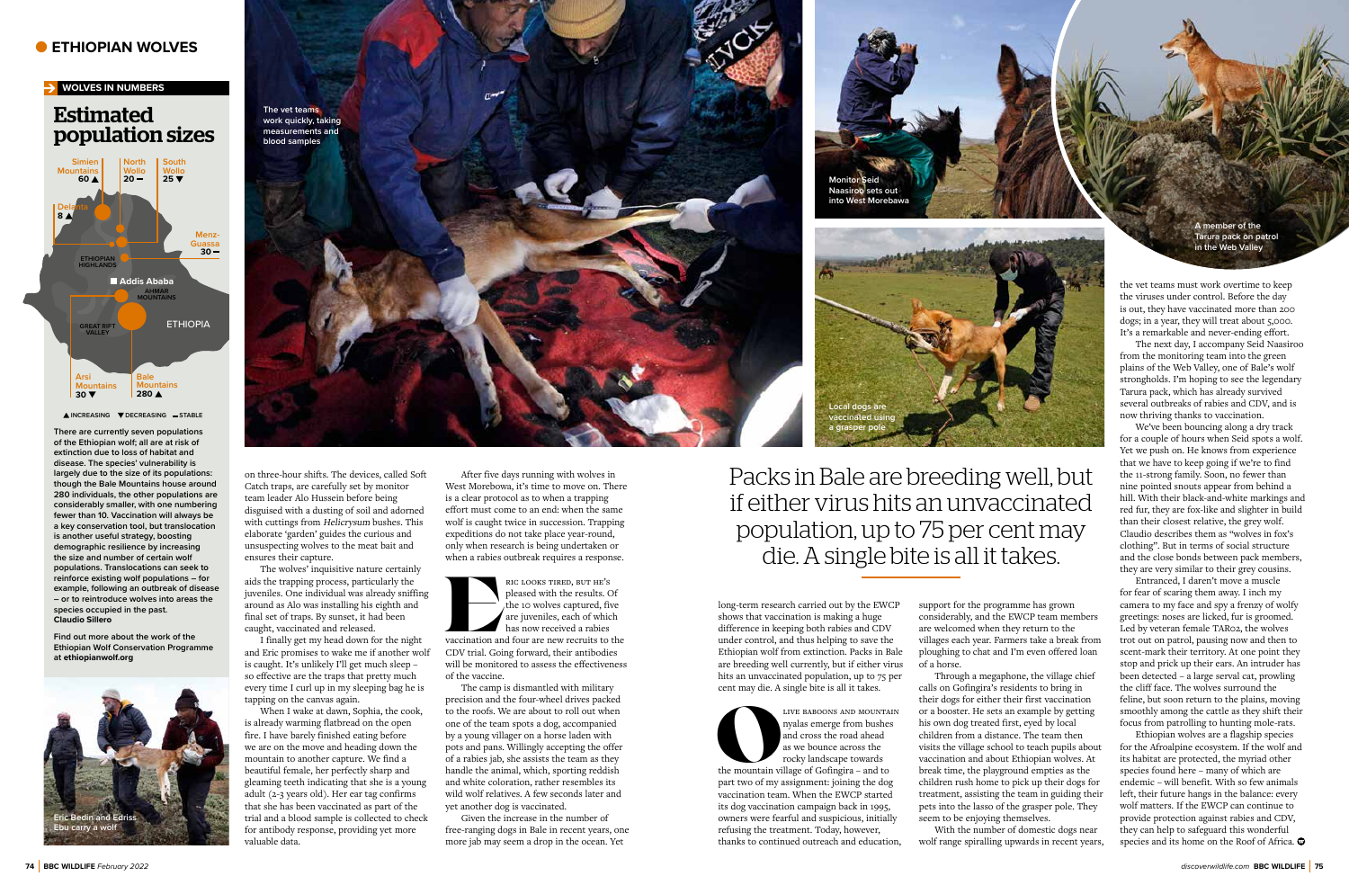# ETHIOPIAN WOLVES

## WOLVES IN NUMBERS

### Estimated population sizes

Simien Mountains 60 ▲

North Wollo 20 —

South Wollo 25 ▼

Delanta 8 ▲

Menz-Guassa 30 —

ETHIOPIAN HIGHLANDS

Addis Ababa

AHMAR MOUNTAINS

GREAT RIFT VALLEY

ETHIOPIA

Arsi Mountains 30 ▼

Bale Mountains 280 ▲

▲ INCREASING ▼ DECREASING — STABLE

**There are currently seven populations of the Ethiopian wolf; all are at risk of extinction due to loss of habitat and disease. The species' vulnerability is largely due to the size of its populations: though the Bale Mountains house around 280 individuals, the other populations are considerably smaller, with one numbering fewer than 10. Vaccination will always be a key conservation tool, but translocation is another useful strategy, boosting demographic resilience by increasing the size and number of certain wolf populations. Translocations can seek to reinforce existing wolf populations – for example, following an outbreak of disease – or to reintroduce wolves into areas the species occupied in the past.**
**Claudio Sillero**

**Find out more about the work of the Ethiopian Wolf Conservation Programme at ethiopianwolf.org**

Eric Bedin and Edriss Ebu carry a wolf

The vet teams work quickly, taking measurements and blood samples

Monitor Seid Naasiroo sets out into West Morebawa

Local dogs are vaccinated using a grasper pole

A member of the Tarura pack on patrol in the Web Valley

on three-hour shifts. The devices, called Soft Catch traps, are carefully set by monitor team leader Alo Hussein before being disguised with a dusting of soil and adorned with cuttings from *Helicrysum* bushes. This elaborate 'garden' guides the curious and unsuspecting wolves to the meat bait and ensures their capture.

The wolves' inquisitive nature certainly aids the trapping process, particularly the juveniles. One individual was already sniffing around as Alo was installing his eighth and final set of traps. By sunset, it had been caught, vaccinated and released.

I finally get my head down for the night and Eric promises to wake me if another wolf is caught. It's unlikely I'll get much sleep – so effective are the traps that pretty much every time I curl up in my sleeping bag he is tapping on the canvas again.

When I wake at dawn, Sophia, the cook, is already warming flatbread on the open fire. I have barely finished eating before we are on the move and heading down the mountain to another capture. We find a beautiful female, her perfectly sharp and gleaming teeth indicating that she is a young adult (2-3 years old). Her ear tag confirms that she has been vaccinated as part of the trial and a blood sample is collected to check for antibody response, providing yet more valuable data.

After five days running with wolves in West Morebawa, it's time to move on. There is a clear protocol as to when a trapping effort must come to an end: when the same wolf is caught twice in succession. Trapping expeditions do not take place year-round, only when research is being undertaken or when a rabies outbreak requires a response.

Eric looks tired, but he's pleased with the results. Of the 10 wolves captured, five are juveniles, each of which has now received a rabies vaccination and four are new recruits to the CDV trial. Going forward, their antibodies will be monitored to assess the effectiveness of the vaccine.

The camp is dismantled with military precision and the four-wheel drives packed to the roofs. We are about to roll out when one of the team spots a dog, accompanied by a young villager on a horse laden with pots and pans. Willingly accepting the offer of a rabies jab, she assists the team as they handle the animal, which, sporting reddish and white coloration, rather resembles its wild wolf relatives. A few seconds later and yet another dog is vaccinated.

Given the increase in the number of free-ranging dogs in Bale in recent years, one more jab may seem a drop in the ocean. Yet long-term research carried out by the EWCP shows that vaccination is making a huge difference in keeping both rabies and CDV under control, and thus helping to save the Ethiopian wolf from extinction. Packs in Bale are breeding well currently, but if either virus hits an unvaccinated population, up to 75 per cent may die. A single bite is all it takes.

> Packs in Bale are breeding well, but if either virus hits an unvaccinated population, up to 75 per cent may die. A single bite is all it takes.

Olive baboons and mountain nyalas emerge from bushes and cross the road ahead as we bounce across the rocky landscape towards the mountain village of Gofingira – and to part two of my assignment: joining the dog vaccination team. When the EWCP started its dog vaccination campaign back in 1995, owners were fearful and suspicious, initially refusing the treatment. Today, however, thanks to continued outreach and education, support for the programme has grown considerably, and the EWCP team members are welcomed when they return to the villages each year. Farmers take a break from ploughing to chat and I'm even offered loan of a horse.

Through a megaphone, the village chief calls on Gofingira's residents to bring in their dogs for either their first vaccination or a booster. He sets an example by getting his own dog treated first, eyed by local children from a distance. The team then visits the village school to teach pupils about vaccination and about Ethiopian wolves. At break time, the playground empties as the children rush home to pick up their dogs for treatment, assisting the team in guiding their pets into the lasso of the grasper pole. They seem to be enjoying themselves.

With the number of domestic dogs near wolf range spiralling upwards in recent years, the vet teams must work overtime to keep the viruses under control. Before the day is out, they have vaccinated more than 200 dogs; in a year, they will treat about 5,000. It's a remarkable and never-ending effort.

The next day, I accompany Seid Naasiroo from the monitoring team into the green plains of the Web Valley, one of Bale's wolf strongholds. I'm hoping to see the legendary Tarura pack, which has already survived several outbreaks of rabies and CDV, and is now thriving thanks to vaccination.

We've been bouncing along a dry track for a couple of hours when Seid spots a wolf. Yet we push on. He knows from experience that we have to keep going if we're to find the 11-strong family. Soon, no fewer than nine pointed snouts appear from behind a hill. With their black-and-white markings and red fur, they are fox-like and slighter in build than their closest relative, the grey wolf. Claudio describes them as "wolves in fox's clothing". But in terms of social structure and the close bonds between pack members, they are very similar to their grey cousins.

Entranced, I daren't move a muscle for fear of scaring them away. I inch my camera to my face and spy a frenzy of wolfy greetings: noses are licked, fur is groomed. Led by veteran female TAR02, the wolves trot out on patrol, pausing now and then to scent-mark their territory. At one point they stop and prick up their ears. An intruder has been detected – a large serval cat, prowling the cliff face. The wolves surround the feline, but soon return to the plains, moving smoothly among the cattle as they shift their focus from patrolling to hunting mole-rats.

Ethiopian wolves are a flagship species for the Afroalpine ecosystem. If the wolf and its habitat are protected, the myriad other species found here – many of which are endemic – will benefit. With so few animals left, their future hangs in the balance: every wolf matters. If the EWCP can continue to provide protection against rabies and CDV, they can help to safeguard this wonderful species and its home on the Roof of Africa.